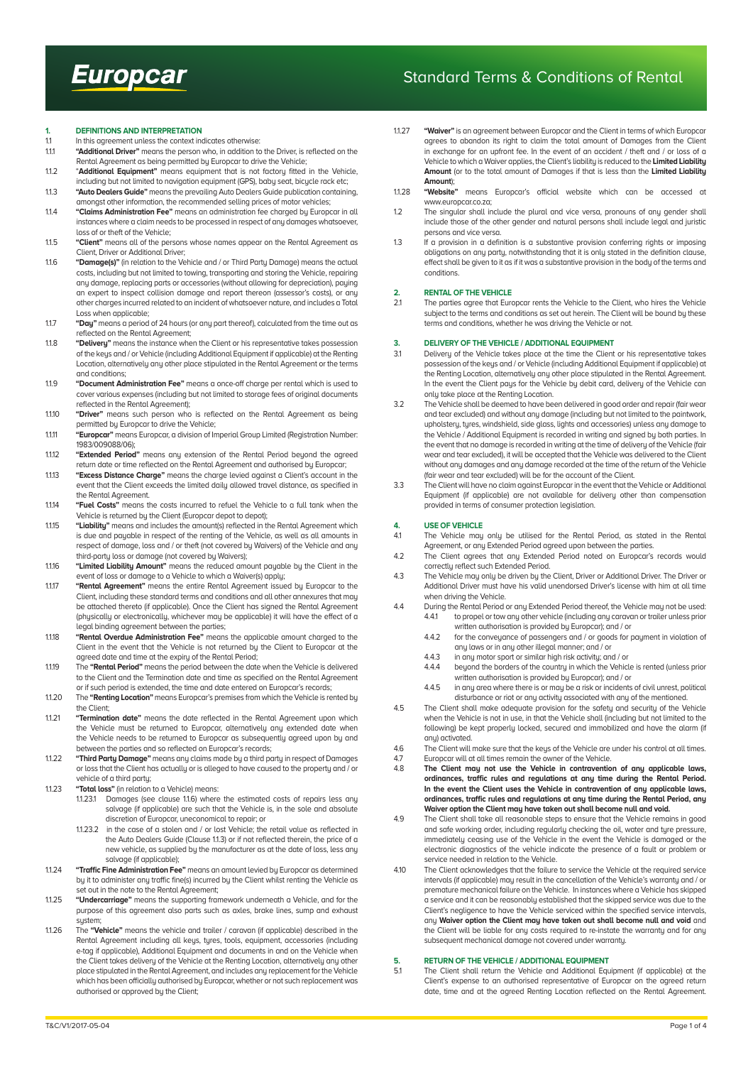# Europcar

## Standard Terms & Conditions of Rental

### 1. DEFINITIONS AND INTERPRETATION

1.1 In this agreement unless the context indicates otherwise:

1.1.1 **"Additional Driver"** means the person who, in addition to the Driver, is reflected on the Rental Agreement as being permitted by Europcar to drive the Vehicle;

1.1.2 "**Additional Equipment"** means equipment that is not factory fitted in the Vehicle, including but not limited to navigation equipment (GPS), baby seat, bicycle rack etc;

1.1.3 **"Auto Dealers Guide"** means the prevailing Auto Dealers Guide publication containing, amongst other information, the recommended selling prices of motor vehicles;

1.1.4 **"Claims Administration Fee"** means an administration fee charged by Europcar in all instances where a claim needs to be processed in respect of any damages whatsoever, loss of or theft of the Vehicle;

1.1.5 **"Client"** means all of the persons whose names appear on the Rental Agreement as Client, Driver or Additional Driver;

1.1.6 **"Damage(s)"** (in relation to the Vehicle and / or Third Party Damage) means the actual costs, including but not limited to towing, transporting and storing the Vehicle, repairing any damage, replacing parts or accessories (without allowing for depreciation), paying an expert to inspect collision damage and report thereon (assessor's costs), or any other charges incurred related to an incident of whatsoever nature, and includes a Total Loss when applicable;

1.1.7 **"Day"** means a period of 24 hours (or any part thereof), calculated from the time out as reflected on the Rental Agreement;

1.1.8 **"Delivery"** means the instance when the Client or his representative takes possession of the keys and / or Vehicle (including Additional Equipment if applicable) at the Renting Location, alternatively any other place stipulated in the Rental Agreement or the terms and conditions;

1.1.9 **"Document Administration Fee"** means a once-off charge per rental which is used to cover various expenses (including but not limited to storage fees of original documents reflected in the Rental Agreement);

1.1.10 **"Driver"** means such person who is reflected on the Rental Agreement as being permitted by Europcar to drive the Vehicle;

1.1.11 **"Europcar"** means Europcar, a division of Imperial Group Limited (Registration Number: 1983/009088/06);

1.1.12 **"Extended Period"** means any extension of the Rental Period beyond the agreed return date or time reflected on the Rental Agreement and authorised by Europcar;

1.1.13 **"Excess Distance Charge"** means the charge levied against a Client's account in the event that the Client exceeds the limited daily allowed travel distance, as specified in the Rental Agreement.

1.1.14 **"Fuel Costs"** means the costs incurred to refuel the Vehicle to a full tank when the Vehicle is returned by the Client (Europcar depot to depot);

1.1.15 **"Liability"** means and includes the amount(s) reflected in the Rental Agreement which is due and payable in respect of the renting of the Vehicle, as well as all amounts in respect of damage, loss and / or theft (not covered by Waivers) of the Vehicle and any third-party loss or damage (not covered by Waivers);

1.1.16 **"Limited Liability Amount"** means the reduced amount payable by the Client in the event of loss or damage to a Vehicle to which a Waiver(s) apply;

1.1.17 **"Rental Agreement"** means the entire Rental Agreement issued by Europcar to the Client, including these standard terms and conditions and all other annexures that may be attached thereto (if applicable). Once the Client has signed the Rental Agreement (physically or electronically, whichever may be applicable) it will have the effect of a legal binding agreement between the parties;

1.1.18 **"Rental Overdue Administration Fee"** means the applicable amount charged to the Client in the event that the Vehicle is not returned by the Client to Europcar at the agreed date and time at the expiry of the Rental Period;

1.1.19 The **"Rental Period"** means the period between the date when the Vehicle is delivered to the Client and the Termination date and time as specified on the Rental Agreement or if such period is extended, the time and date entered on Europcar's records;

1.1.20 The **"Renting Location"** means Europcar's premises from which the Vehicle is rented by the Client;

1.1.21 **"Termination date"** means the date reflected in the Rental Agreement upon which the Vehicle must be returned to Europcar, alternatively any extended date when the Vehicle needs to be returned to Europcar as subsequently agreed upon by and between the parties and so reflected on Europcar's records;

1.1.22 **"Third Party Damage"** means any claims made by a third party in respect of Damages or loss that the Client has actually or is alleged to have caused to the property and / or vehicle of a third party;

1.1.23 **"Total loss"** (in relation to a Vehicle) means:

1.1.23.1 Damages (see clause 1.1.6) where the estimated costs of repairs less any salvage (if applicable) are such that the Vehicle is, in the sole and absolute discretion of Europcar, uneconomical to repair; or

1.1.23.2 in the case of a stolen and / or lost Vehicle; the retail value as reflected in the Auto Dealers Guide (Clause 1.1.3) or if not reflected therein, the price of a new vehicle, as supplied by the manufacturer as at the date of loss, less any salvage (if applicable);

1.1.24 **"Traffic Fine Administration Fee"** means an amount levied by Europcar as determined by it to administer any traffic fine(s) incurred by the Client whilst renting the Vehicle as set out in the note to the Rental Agreement;

1.1.25 **"Undercarriage"** means the supporting framework underneath a Vehicle, and for the purpose of this agreement also parts such as axles, brake lines, sump and exhaust system;

1.1.26 The **"Vehicle"** means the vehicle and trailer / caravan (if applicable) described in the Rental Agreement including all keys, tyres, tools, equipment, accessories (including e-tag if applicable), Additional Equipment and documents in and on the Vehicle when the Client takes delivery of the Vehicle at the Renting Location, alternatively any other place stipulated in the Rental Agreement, and includes any replacement for the Vehicle which has been officially authorised by Europcar, whether or not such replacement was authorised or approved by the Client;

1.1.27 **"Waiver"** is an agreement between Europcar and the Client in terms of which Europcar agrees to abandon its right to claim the total amount of Damages from the Client in exchange for an upfront fee. In the event of an accident / theft and / or loss of a Vehicle to which a Waiver applies, the Client's liability is reduced to the **Limited Liability Amount** (or to the total amount of Damages if that is less than the **Limited Liability Amount**);

1.1.28 **"Website"** means Europcar's official website which can be accessed at www.europcar.co.za;

1.2 The singular shall include the plural and vice versa, pronouns of any gender shall include those of the other gender and natural persons shall include legal and juristic persons and vice versa.

1.3 If a provision in a definition is a substantive provision conferring rights or imposing obligations on any party, notwithstanding that it is only stated in the definition clause, effect shall be given to it as if it was a substantive provision in the body of the terms and conditions.

### 2. RENTAL OF THE VEHICLE

2.1 The parties agree that Europcar rents the Vehicle to the Client, who hires the Vehicle subject to the terms and conditions as set out herein. The Client will be bound by these terms and conditions, whether he was driving the Vehicle or not.

### 3. DELIVERY OF THE VEHICLE / ADDITIONAL EQUIPMENT

3.1 Delivery of the Vehicle takes place at the time the Client or his representative takes possession of the keys and / or Vehicle (including Additional Equipment if applicable) at the Renting Location, alternatively any other place stipulated in the Rental Agreement. In the event the Client pays for the Vehicle by debit card, delivery of the Vehicle can only take place at the Renting Location.

3.2 The Vehicle shall be deemed to have been delivered in good order and repair (fair wear and tear excluded) and without any damage (including but not limited to the paintwork, upholstery, tyres, windshield, side glass, lights and accessories) unless any damage to the Vehicle / Additional Equipment is recorded in writing and signed by both parties. In the event that no damage is recorded in writing at the time of delivery of the Vehicle (fair wear and tear excluded), it will be accepted that the Vehicle was delivered to the Client without any damages and any damage recorded at the time of the return of the Vehicle (fair wear and tear excluded) will be for the account of the Client.

3.3 The Client will have no claim against Europcar in the event that the Vehicle or Additional Equipment (if applicable) are not available for delivery other than compensation provided in terms of consumer protection legislation.

### 4. USE OF VEHICLE

4.1 The Vehicle may only be utilised for the Rental Period, as stated in the Rental Agreement, or any Extended Period agreed upon between the parties.

4.2 The Client agrees that any Extended Period noted on Europcar's records would correctly reflect such Extended Period.

4.3 The Vehicle may only be driven by the Client, Driver or Additional Driver. The Driver or Additional Driver must have his valid unendorsed Driver's license with him at all time when driving the Vehicle.

4.4 During the Rental Period or any Extended Period thereof, the Vehicle may not be used:

4.4.1 to propel or tow any other vehicle (including any caravan or trailer unless prior written authorisation is provided by Europcar); and / or

4.4.2 for the conveyance of passengers and / or goods for payment in violation of any laws or in any other illegal manner; and / or

4.4.3 in any motor sport or similar high risk activity; and / or

4.4.4 beyond the borders of the country in which the Vehicle is rented (unless prior written authorisation is provided by Europcar); and / or

4.4.5 in any area where there is or may be a risk or incidents of civil unrest, political disturbance or riot or any activity associated with any of the mentioned.

4.5 The Client shall make adequate provision for the safety and security of the Vehicle when the Vehicle is not in use, in that the Vehicle shall (including but not limited to the following) be kept properly locked, secured and immobilized and have the alarm (if any) activated.

4.6 The Client will make sure that the keys of the Vehicle are under his control at all times.

4.7 Europcar will at all times remain the owner of the Vehicle.

4.8 **The Client may not use the Vehicle in contravention of any applicable laws, ordinances, traffic rules and regulations at any time during the Rental Period. In the event the Client uses the Vehicle in contravention of any applicable laws, ordinances, traffic rules and regulations at any time during the Rental Period, any Waiver option the Client may have taken out shall become null and void.**

4.9 The Client shall take all reasonable steps to ensure that the Vehicle remains in good and safe working order, including regularly checking the oil, water and tyre pressure, immediately ceasing use of the Vehicle in the event the Vehicle is damaged or the electronic diagnostics of the Vehicle indicate the presence of a fault or problem or service needed in relation to the Vehicle.

4.10 The Client acknowledges that the failure to service the Vehicle at the required service intervals (if applicable) may result in the cancellation of the Vehicle's warranty and / or premature mechanical failure on the Vehicle. In instances where a Vehicle has skipped a service and it can be reasonably established that the skipped service was due to the Client's negligence to have the Vehicle serviced within the specified service intervals, any **Waiver option the Client may have taken out shall become null and void** and the Client will be liable for any costs required to re-instate the warranty and for any subsequent mechanical damage not covered under warranty.

### 5. RETURN OF THE VEHICLE / ADDITIONAL EQUIPMENT

5.1 The Client shall return the Vehicle and Additional Equipment (if applicable) at the Client's expense to an authorised representative of Europcar on the agreed return date, time and at the agreed Renting Location reflected on the Rental Agreement.

T&C/V1/2017-05-04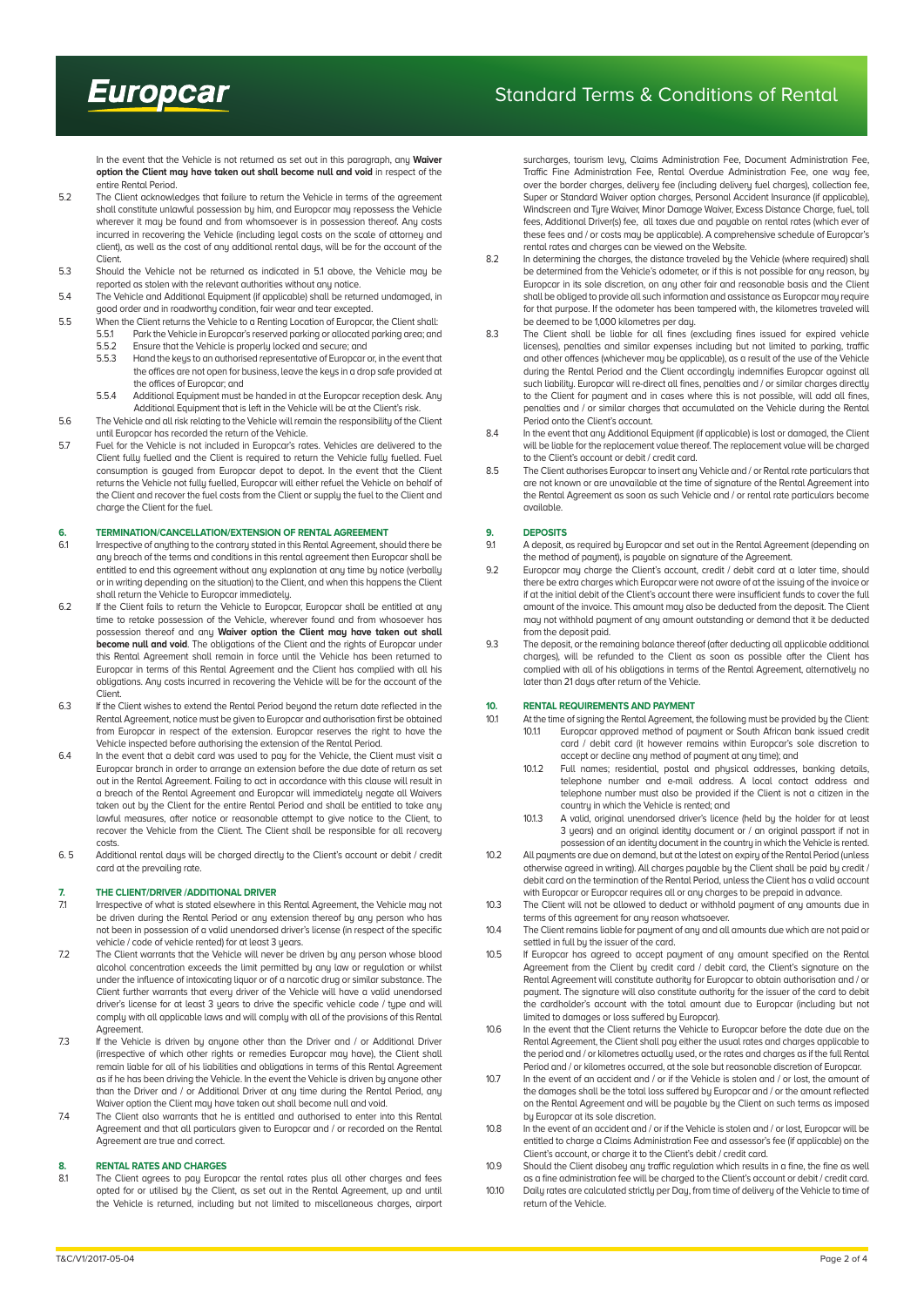In the event that the Vehicle is not returned as set out in this paragraph, any **Waiver option the Client may have taken out shall become null and void** in respect of the entire Rental Period.

5.2 The Client acknowledges that failure to return the Vehicle in terms of the agreement shall constitute unlawful possession by him, and Europcar may repossess the Vehicle wherever it may be found and from whomsoever is in possession thereof. Any costs incurred in recovering the Vehicle (including legal costs on the scale of attorney and client), as well as the cost of any additional rental days, will be for the account of the Client.

5.3 Should the Vehicle not be returned as indicated in 5.1 above, the Vehicle may be reported as stolen with the relevant authorities without any notice.

5.4 The Vehicle and Additional Equipment (if applicable) shall be returned undamaged, in good order and in roadworthy condition, fair wear and tear excepted.

5.5 When the Client returns the Vehicle to a Renting Location of Europcar, the Client shall:

- 5.5.1 Park the Vehicle in Europcar's reserved parking or allocated parking area; and
- 5.5.2 Ensure that the Vehicle is properly locked and secure; and
- 5.5.3 Hand the keys to an authorised representative of Europcar or, in the event that the offices are not open for business, leave the keys in a drop safe provided at the offices of Europcar; and
- 5.5.4 Additional Equipment must be handed in at the Europcar reception desk. Any Additional Equipment that is left in the Vehicle will be at the Client's risk.

5.6 The Vehicle and all risk relating to the Vehicle will remain the responsibility of the Client until Europcar has recorded the return of the Vehicle.

5.7 Fuel for the Vehicle is not included in Europcar's rates. Vehicles are delivered to the Client fully fuelled and the Client is required to return the Vehicle fully fuelled. Fuel consumption is gauged from Europcar depot to depot. In the event that the Client returns the Vehicle not fully fuelled, Europcar will either refuel the Vehicle on behalf of the Client and recover the fuel costs from the Client or supply the fuel to the Client and charge the Client for the fuel.

## 6. TERMINATION/CANCELLATION/EXTENSION OF RENTAL AGREEMENT

6.1 Irrespective of anything to the contrary stated in this Rental Agreement, should there be any breach of the terms and conditions in this rental agreement then Europcar shall be entitled to end this agreement without any explanation at any time by notice (verbally or in writing depending on the situation) to the Client, and when this happens the Client shall return the Vehicle to Europcar immediately.

6.2 If the Client fails to return the Vehicle to Europcar, Europcar shall be entitled at any time to retake possession of the Vehicle, wherever found and from whosoever has possession thereof and any **Waiver option the Client may have taken out shall become null and void**. The obligations of the Client and the rights of Europcar under this Rental Agreement shall remain in force until the Vehicle has been returned to Europcar in terms of this Rental Agreement and the Client has complied with all his obligations. Any costs incurred in recovering the Vehicle will be for the account of the Client.

6.3 If the Client wishes to extend the Rental Period beyond the return date reflected in the Rental Agreement, notice must be given to Europcar and authorisation first be obtained from Europcar in respect of the extension. Europcar reserves the right to have the Vehicle inspected before authorising the extension of the Rental Period.

6.4 In the event that a debit card was used to pay for the Vehicle, the Client must visit a Europcar branch in order to arrange an extension before the due date of return as set out in the Rental Agreement. Failing to act in accordance with this clause will result in a breach of the Rental Agreement and Europcar will immediately negate all Waivers taken out by the Client for the entire Rental Period and shall be entitled to take any lawful measures, after notice or reasonable attempt to give notice to the Client, to recover the Vehicle from the Client. The Client shall be responsible for all recovery costs.

6.5 Additional rental days will be charged directly to the Client's account or debit / credit card at the prevailing rate.

## 7. THE CLIENT/DRIVER /ADDITIONAL DRIVER

7.1 Irrespective of what is stated elsewhere in this Rental Agreement, the Vehicle may not be driven during the Rental Period or any extension thereof by any person who has not been in possession of a valid unendorsed driver's license (in respect of the specific vehicle / code of vehicle rented) for at least 3 years.

7.2 The Client warrants that the Vehicle will never be driven by any person whose blood alcohol concentration exceeds the limit permitted by any law or regulation or whilst under the influence of intoxicating liquor or of a narcotic drug or similar substance. The Client further warrants that every driver of the Vehicle will have a valid unendorsed driver's license for at least 3 years to drive the specific vehicle code / type and will comply with all applicable laws and will comply with all of the provisions of this Rental Agreement.

7.3 If the Vehicle is driven by anyone other than the Driver and / or Additional Driver (irrespective of which other rights or remedies Europcar may have), the Client shall remain liable for all of his liabilities and obligations in terms of this Rental Agreement as if he has been driving the Vehicle. In the event the Vehicle is driven by anyone other than the Driver and / or Additional Driver at any time during the Rental Period, any Waiver option the Client may have taken out shall become null and void.

7.4 The Client also warrants that he is entitled and authorised to enter into this Rental Agreement and that all particulars given to Europcar and / or recorded on the Rental Agreement are true and correct.

## 8. RENTAL RATES AND CHARGES

8.1 The Client agrees to pay Europcar the rental rates plus all other charges and fees opted for or utilised by the Client, as set out in the Rental Agreement, up and until the Vehicle is returned, including but not limited to miscellaneous charges, airport surcharges, tourism levy, Claims Administration Fee, Document Administration Fee, Traffic Fine Administration Fee, Rental Overdue Administration Fee, one way fee, over the border charges, delivery fee (including delivery fuel charges), collection fee, Super or Standard Waiver option charges, Personal Accident Insurance (if applicable), Windscreen and Tyre Waiver, Minor Damage Waiver, Excess Distance Charge, fuel, toll fees, Additional Driver(s) fee, all taxes due and payable on rental rates (which ever of these fees and / or costs may be applicable). A comprehensive schedule of Europcar's rental rates and charges can be viewed on the Website.

8.2 In determining the charges, the distance traveled by the Vehicle (where required) shall be determined from the Vehicle's odometer, or if this is not possible for any reason, by Europcar in its sole discretion, on any other fair and reasonable basis and the Client shall be obliged to provide all such information and assistance as Europcar may require for that purpose. If the odometer has been tampered with, the kilometres traveled will be deemed to be 1,000 kilometres per day.

8.3 The Client shall be liable for all fines (excluding fines issued for expired vehicle licenses), penalties and similar expenses including but not limited to parking, traffic and other offences (whichever may be applicable), as a result of the use of the Vehicle during the Rental Period and the Client accordingly indemnifies Europcar against all such liability. Europcar will re-direct all fines, penalties and / or similar charges directly to the Client for payment and in cases where this is not possible, will add all fines, penalties and / or similar charges that accumulated on the Vehicle during the Rental Period onto the Client's account.

8.4 In the event that any Additional Equipment (if applicable) is lost or damaged, the Client will be liable for the replacement value thereof. The replacement value will be charged to the Client's account or debit / credit card.

8.5 The Client authorises Europcar to insert any Vehicle and / or Rental rate particulars that are not known or are unavailable at the time of signature of the Rental Agreement into the Rental Agreement as soon as such Vehicle and / or rental rate particulars become available.

## 9. DEPOSITS

9.1 A deposit, as required by Europcar and set out in the Rental Agreement (depending on the method of payment), is payable on signature of the Agreement.

9.2 Europcar may charge the Client's account, credit / debit card at a later time, should there be extra charges which Europcar were not aware of at the issuing of the invoice or if at the initial debit of the Client's account there were insufficient funds to cover the full amount of the invoice. This amount may also be deducted from the deposit. The Client may not withhold payment of any amount outstanding or demand that it be deducted from the deposit paid.

9.3 The deposit, or the remaining balance thereof (after deducting all applicable additional charges), will be refunded to the Client as soon as possible after the Client has complied with all of his obligations in terms of the Rental Agreement, alternatively no later than 21 days after return of the Vehicle.

## 10. RENTAL REQUIREMENTS AND PAYMENT

10.1 At the time of signing the Rental Agreement, the following must be provided by the Client:

- 10.1.1 Europcar approved method of payment or South African bank issued credit card / debit card (it however remains within Europcar's sole discretion to accept or decline any method of payment at any time); and
- 10.1.2 Full names; residential, postal and physical addresses, banking details, telephone number and e-mail address. A local contact address and telephone number must also be provided if the Client is not a citizen in the country in which the Vehicle is rented; and
- 10.1.3 A valid, original unendorsed driver's licence (held by the holder for at least 3 years) and an original identity document or / an original passport if not in possession of an identity document in the country in which the Vehicle is rented.

10.2 All payments are due on demand, but at the latest on expiry of the Rental Period (unless otherwise agreed in writing). All charges payable by the Client shall be paid by credit / debit card on the termination of the Rental Period, unless the Client has a valid account with Europcar or Europcar requires all or any charges to be prepaid in advance.

10.3 The Client will not be allowed to deduct or withhold payment of any amounts due in terms of this agreement for any reason whatsoever.

10.4 The Client remains liable for payment of any and all amounts due which are not paid or settled in full by the issuer of the card.

10.5 If Europcar has agreed to accept payment of any amount specified on the Rental Agreement from the Client by credit card / debit card, the Client's signature on the Rental Agreement will constitute authority for Europcar to obtain authorisation and / or payment. The signature will also constitute authority for the issuer of the card to debit the cardholder's account with the total amount due to Europcar (including but not limited to damages or loss suffered by Europcar).

10.6 In the event that the Client returns the Vehicle to Europcar before the date due on the Rental Agreement, the Client shall pay either the usual rates and charges applicable to the period and / or kilometres actually used, or the rates and charges as if the full Rental Period and / or kilometres occurred, at the sole but reasonable discretion of Europcar.

10.7 In the event of an accident and / or if the Vehicle is stolen and / or lost, the amount of the damages shall be the total loss suffered by Europcar and / or the amount reflected on the Rental Agreement and will be payable by the Client on such terms as imposed by Europcar at its sole discretion.

10.8 In the event of an accident and / or if the Vehicle is stolen and / or lost, Europcar will be entitled to charge a Claims Administration Fee and assessor's fee (if applicable) on the Client's account, or charge it to the Client's debit / credit card.

10.9 Should the Client disobey any traffic regulation which results in a fine, the fine as well as a fine administration fee will be charged to the Client's account or debit / credit card.

10.10 Daily rates are calculated strictly per Day, from time of delivery of the Vehicle to time of return of the Vehicle.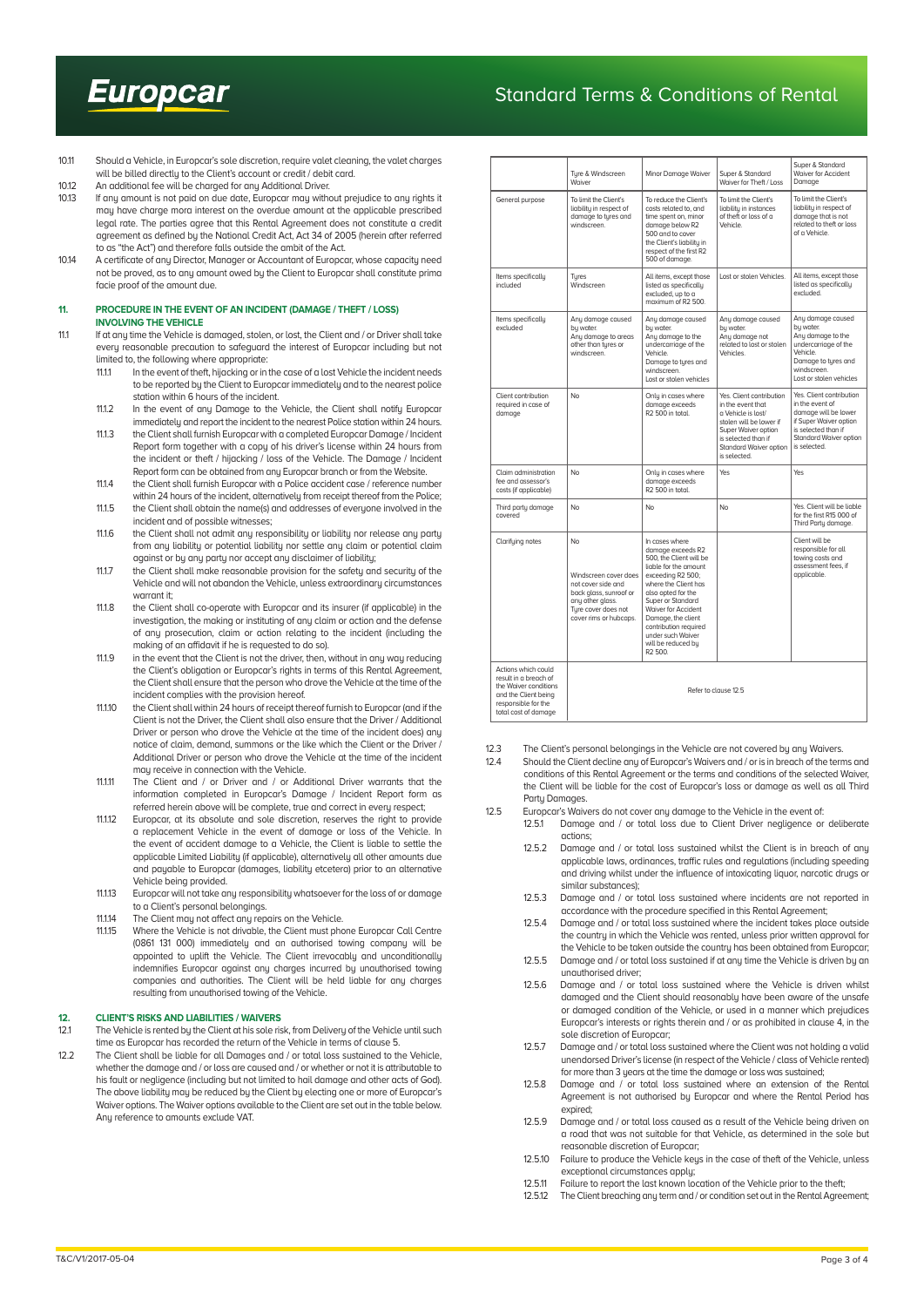10.11 Should a Vehicle, in Europcar's sole discretion, require valet cleaning, the valet charges will be billed directly to the Client's account or credit / debit card.

10.12 An additional fee will be charged for any Additional Driver.

10.13 If any amount is not paid on due date, Europcar may without prejudice to any rights it may have charge mora interest on the overdue amount at the applicable prescribed legal rate. The parties agree that this Rental Agreement does not constitute a credit agreement as defined by the National Credit Act, Act 34 of 2005 (herein after referred to as "the Act") and therefore falls outside the ambit of the Act.

10.14 A certificate of any Director, Manager or Accountant of Europcar, whose capacity need not be proved, as to any amount owed by the Client to Europcar shall constitute prima facie proof of the amount due.

## 11. PROCEDURE IN THE EVENT OF AN INCIDENT (DAMAGE / THEFT / LOSS) INVOLVING THE VEHICLE

11.1 If at any time the Vehicle is damaged, stolen, or lost, the Client and / or Driver shall take every reasonable precaution to safeguard the interest of Europcar including but not limited to, the following where appropriate:

- 11.1.1 In the event of theft, hijacking or in the case of a lost Vehicle the incident needs to be reported by the Client to Europcar immediately and to the nearest police station within 6 hours of the incident.
- 11.1.2 In the event of any Damage to the Vehicle, the Client shall notify Europcar immediately and report the incident to the nearest Police station within 24 hours.
- 11.1.3 the Client shall furnish Europcar with a completed Europcar Damage / Incident Report form together with a copy of his driver's license within 24 hours from the incident or theft / hijacking / loss of the Vehicle. The Damage / Incident Report form can be obtained from any Europcar branch or from the Website.
- 11.1.4 the Client shall furnish Europcar with a Police accident case / reference number within 24 hours of the incident, alternatively from receipt thereof from the Police;
- 11.1.5 the Client shall obtain the name(s) and addresses of everyone involved in the incident and of possible witnesses;
- 11.1.6 the Client shall not admit any responsibility or liability nor release any party from any liability or potential liability nor settle any claim or potential claim against or by any party nor accept any disclaimer of liability;
- 11.1.7 the Client shall make reasonable provision for the safety and security of the Vehicle and will not abandon the Vehicle, unless extraordinary circumstances warrant it;
- 11.1.8 the Client shall co-operate with Europcar and its insurer (if applicable) in the investigation, the making or instituting of any claim or action and the defense of any prosecution, claim or action relating to the incident (including the making of an affidavit if he is requested to do so).
- 11.1.9 in the event that the Client is not the driver, then, without in any way reducing the Client's obligation or Europcar's rights in terms of this Rental Agreement, the Client shall ensure that the person who drove the Vehicle at the time of the incident complies with the provision hereof.
- 11.1.10 the Client shall within 24 hours of receipt thereof furnish to Europcar (and if the Client is not the Driver, the Client shall also ensure that the Driver / Additional Driver or person who drove the Vehicle at the time of the incident does) any notice of claim, demand, summons or the like which the Client or the Driver / Additional Driver or person who drove the Vehicle at the time of the incident may receive in connection with the Vehicle.
- 11.1.11 The Client and / or Driver and / or Additional Driver warrants that the information completed in Europcar's Damage / Incident Report form as referred herein above will be complete, true and correct in every respect;
- 11.1.12 Europcar, at its absolute and sole discretion, reserves the right to provide a replacement Vehicle in the event of damage or loss of the Vehicle. In the event of accident damage to a Vehicle, the Client is liable to settle the applicable Limited Liability (if applicable), alternatively all other amounts due and payable to Europcar (damages, liability etcetera) prior to an alternative Vehicle being provided.
- 11.1.13 Europcar will not take any responsibility whatsoever for the loss of or damage to a Client's personal belongings.
- 11.1.14 The Client may not affect any repairs on the Vehicle.
- 11.1.15 Where the Vehicle is not drivable, the Client must phone Europcar Call Centre (0861 131 000) immediately and an authorised towing company will be appointed to uplift the Vehicle. The Client irrevocably and unconditionally indemnifies Europcar against any charges incurred by unauthorised towing companies and authorities. The Client will be held liable for any charges resulting from unauthorised towing of the Vehicle.

## 12. CLIENT'S RISKS AND LIABILITIES / WAIVERS

12.1 The Vehicle is rented by the Client at his sole risk, from Delivery of the Vehicle until such time as Europcar has recorded the return of the Vehicle in terms of clause 5.

12.2 The Client shall be liable for all Damages and / or total loss sustained to the Vehicle, whether the damage and / or loss are caused and / or whether or not it is attributable to his fault or negligence (including but not limited to hail damage and other acts of God). The above liability may be reduced by the Client by electing one or more of Europcar's Waiver options. The Waiver options available to the Client are set out in the table below. Any reference to amounts exclude VAT.

| | Tyre & Windscreen Waiver | Minor Damage Waiver | Super & Standard Waiver for Theft / Loss | Super & Standard Waiver for Accident Damage |
|---|---|---|---|---|
| General purpose | To limit the Client's liability in respect of damage to tyres and windscreen. | To reduce the Client's costs related to, and time spent on, minor damage below R2 500 and to cover the Client's liability in respect of the first R2 500 of damage. | To limit the Client's liability in instances of theft or loss of a Vehicle. | To limit the Client's liability in respect of damage that is not related to theft or loss of a Vehicle. |
| Items specifically included | Tyres Windscreen | All items, except those listed as specifically excluded, up to a maximum of R2 500. | Lost or stolen Vehicles. | All items, except those listed as specifically excluded. |
| Items specifically excluded | Any damage caused by water. Any damage to areas other than tyres or windscreen. | Any damage caused by water. Any damage to the undercarriage of the Vehicle. Damage to tyres and windscreen. Lost or stolen vehicles | Any damage caused by water. Any damage not related to lost or stolen Vehicles. | Any damage caused by water. Any damage to the undercarriage of the Vehicle. Damage to tyres and windscreen. Lost or stolen vehicles |
| Client contribution required in case of damage | No | Only in cases where damage exceeds R2 500 in total. | Yes. Client contribution in the event that a Vehicle is lost/stolen will be lower if Super Waiver option is selected than if Standard Waiver option is selected. | Yes. Client contribution in the event of damage will be lower if Super Waiver option is selected than if Standard Waiver option is selected. |
| Claim administration fee and assessor's costs (if applicable) | No | Only in cases where damage exceeds R2 500 in total. | Yes | Yes |
| Third party damage covered | No | No | No | Yes. Client will be liable for the first R15 000 of Third Party damage. |
| Clarifying notes | No<br><br>Windscreen cover does not cover side and back glass, sunroof or any other glass. Tyre cover does not cover rims or hubcaps. | In cases where damage exceeds R2 500, the Client will be liable for the amount exceeding R2 500; where the Client has also opted for the Super or Standard Waiver for Accident Damage, the client contribution required under such Waiver will be reduced by R2 500. | | Client will be responsible for all towing costs and assessment fees, if applicable. |
| Actions which could result in a breach of the Waiver conditions and the Client being responsible for the total cost of damage | Refer to clause 12.5 | | | |

12.3 The Client's personal belongings in the Vehicle are not covered by any Waivers.

12.4 Should the Client decline any of Europcar's Waivers and / or is in breach of the terms and conditions of this Rental Agreement or the terms and conditions of the selected Waiver, the Client will be liable for the cost of Europcar's loss or damage as well as all Third Party Damages.

12.5 Europcar's Waivers do not cover any damage to the Vehicle in the event of:

- 12.5.1 Damage and / or total loss due to Client Driver negligence or deliberate actions;
- 12.5.2 Damage and / or total loss sustained whilst the Client is in breach of any applicable laws, ordinances, traffic rules and regulations (including speeding and driving whilst under the influence of intoxicating liquor, narcotic drugs or similar substances);
- 12.5.3 Damage and / or total loss sustained where incidents are not reported in accordance with the procedure specified in this Rental Agreement;
- 12.5.4 Damage and / or total loss sustained where the incident takes place outside the country in which the Vehicle was rented, unless prior written approval for the Vehicle to be taken outside the country has been obtained from Europcar;
- 12.5.5 Damage and / or total loss sustained if at any time the Vehicle is driven by an unauthorised driver;
- 12.5.6 Damage and / or total loss sustained where the Vehicle is driven whilst damaged and the Client should reasonably have been aware of the unsafe or damaged condition of the Vehicle, or used in a manner which prejudices Europcar's interests or rights therein and / or as prohibited in clause 4, in the sole discretion of Europcar;
- 12.5.7 Damage and / or total loss sustained where the Client was not holding a valid unendorsed Driver's license (in respect of the Vehicle / class of Vehicle rented) for more than 3 years at the time the damage or loss was sustained;
- 12.5.8 Damage and / or total loss sustained where an extension of the Rental Agreement is not authorised by Europcar and where the Rental Period has expired;
- 12.5.9 Damage and / or total loss caused as a result of the Vehicle being driven on a road that was not suitable for that Vehicle, as determined in the sole but reasonable discretion of Europcar;
- 12.5.10 Failure to produce the Vehicle keys in the case of theft of the Vehicle, unless exceptional circumstances apply;
- 12.5.11 Failure to report the last known location of the Vehicle prior to the theft;
- 12.5.12 The Client breaching any term and / or condition set out in the Rental Agreement;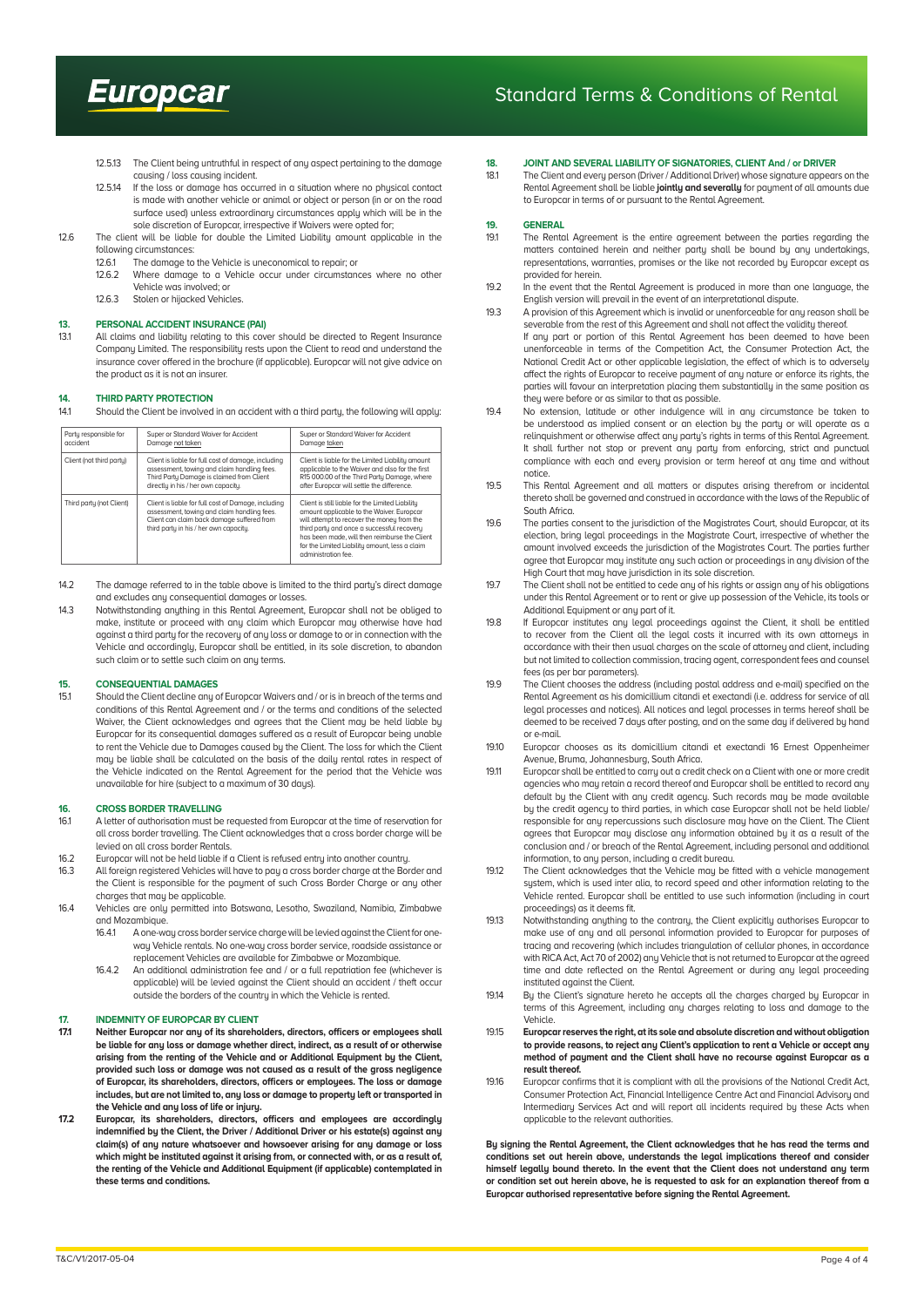12.5.13 The Client being untruthful in respect of any aspect pertaining to the damage causing / loss causing incident.

12.5.14 If the loss or damage has occurred in a situation where no physical contact is made with another vehicle or animal or object or person (in or on the road surface used) unless extraordinary circumstances apply which will be in the sole discretion of Europcar, irrespective if Waivers were opted for;

12.6 The client will be liable for double the Limited Liability amount applicable in the following circumstances:

12.6.1 The damage to the Vehicle is uneconomical to repair; or

12.6.2 Where damage to a Vehicle occur under circumstances where no other Vehicle was involved; or

12.6.3 Stolen or hijacked Vehicles.

## 13. PERSONAL ACCIDENT INSURANCE (PAI)

13.1 All claims and liability relating to this cover should be directed to Regent Insurance Company Limited. The responsibility rests upon the Client to read and understand the insurance cover offered in the brochure (if applicable). Europcar will not give advice on the product as it is not an insurer.

## 14. THIRD PARTY PROTECTION

14.1 Should the Client be involved in an accident with a third party, the following will apply:

| Party responsible for accident | Super or Standard Waiver for Accident Damage not taken | Super or Standard Waiver for Accident Damage taken |
|---|---|---|
| Client (not third party) | Client is liable for full cost of damage, including assessment, towing and claim handling fees. Third Party Damage is claimed from Client directly in his / her own capacity. | Client is liable for the Limited Liability amount applicable to the Waiver and also for the first R15 000.00 of the Third Party Damage, where after Europcar will settle the difference. |
| Third party (not Client) | Client is liable for full cost of damage, including assessment, towing and claim handling fees. Client can claim back damage suffered from third party in his / her own capacity. | Client is still liable for the Limited Liability amount applicable to the Waiver. Europcar will attempt to recover the money from the third party and once a successful recovery has been made, will then reimburse the Client for the Limited Liability amount, less a claim administration fee. |

14.2 The damage referred to in the table above is limited to the third party's direct damage and excludes any consequential damages or losses.

14.3 Notwithstanding anything in this Rental Agreement, Europcar shall not be obliged to make, institute or proceed with any claim which Europcar may otherwise have had against a third party for the recovery of any loss or damage to or in connection with the Vehicle and accordingly, Europcar shall be entitled, in its sole discretion, to abandon such claim or to settle such claim on any terms.

## 15. CONSEQUENTIAL DAMAGES

15.1 Should the Client decline any of Europcar Waivers and / or is in breach of the terms and conditions of this Rental Agreement and / or the terms and conditions of the selected Waiver, the Client acknowledges and agrees that the Client may be held liable by Europcar for its consequential damages suffered as a result of Europcar being unable to rent the Vehicle due to Damages caused by the Client. The loss for which the Client may be liable shall be calculated on the basis of the daily rental rates in respect of the Vehicle indicated on the Rental Agreement for the period that the Vehicle was unavailable for hire (subject to a maximum of 30 days).

## 16. CROSS BORDER TRAVELLING

16.1 A letter of authorisation must be requested from Europcar at the time of reservation for all cross border travelling. The Client acknowledges that a cross border charge will be levied on all cross border Rentals.

16.2 Europcar will not be held liable if a Client is refused entry into another country.

16.3 All foreign registered Vehicles will have to pay a cross border charge at the Border and the Client is responsible for the payment of such Cross Border Charge or any other charges that may be applicable.

16.4 Vehicles are only permitted into Botswana, Lesotho, Swaziland, Namibia, Zimbabwe and Mozambique.

16.4.1 A one-way cross border service charge will be levied against the Client for one-way Vehicle rentals. No one-way cross border service, roadside assistance or replacement Vehicles are available for Zimbabwe or Mozambique.

16.4.2 An additional administration fee and / or a full repatriation fee (whichever is applicable) will be levied against the Client should an accident / theft occur outside the borders of the country in which the Vehicle is rented.

## 17. INDEMNITY OF EUROPCAR BY CLIENT

**17.1 Neither Europcar nor any of its shareholders, directors, officers or employees shall be liable for any loss or damage whether direct, indirect, as a result of or otherwise arising from the renting of the Vehicle and or Additional Equipment by the Client, provided such loss or damage was not caused as a result of the gross negligence of Europcar, its shareholders, directors, officers or employees. The loss or damage includes, but are not limited to, any loss or damage to property left or transported in the Vehicle and any loss of life or injury.**

**17.2 Europcar, its shareholders, directors, officers and employees are accordingly indemnified by the Client, the Driver / Additional Driver or his estate(s) against any claim(s) of any nature whatsoever and howsoever arising for any damage or loss which might be instituted against it arising from, or connected with, or as a result of, the renting of the Vehicle and Additional Equipment (if applicable) contemplated in these terms and conditions.**

## 18. JOINT AND SEVERAL LIABILITY OF SIGNATORIES, CLIENT And / or DRIVER

18.1 The Client and every person (Driver / Additional Driver) whose signature appears on the Rental Agreement shall be liable **jointly and severally** for payment of all amounts due to Europcar in terms of or pursuant to the Rental Agreement.

## 19. GENERAL

19.1 The Rental Agreement is the entire agreement between the parties regarding the matters contained herein and neither party shall be bound by any undertakings, representations, warranties, promises or the like not recorded by Europcar except as provided for herein.

19.2 In the event that the Rental Agreement is produced in more than one language, the English version will prevail in the event of an interpretational dispute.

19.3 A provision of this Agreement which is invalid or unenforceable for any reason shall be severable from the rest of this Agreement and shall not affect the validity thereof. If any part or portion of this Rental Agreement has been deemed to have been unenforceable in terms of the Competition Act, the Consumer Protection Act, the National Credit Act or other applicable legislation, the effect of which is to adversely affect the rights of Europcar to receive payment of any nature or enforce its rights, the parties will favour an interpretation placing them substantially in the same position as they were before or as similar to that as possible.

19.4 No extension, latitude or other indulgence will in any circumstance be taken to be understood as implied consent or an election by the party or will operate as a relinquishment or otherwise affect any party's rights in terms of this Rental Agreement. It shall further not stop or prevent any party from enforcing, strict and punctual compliance with each and every provision or term hereof at any time and without notice.

19.5 This Rental Agreement and all matters or disputes arising therefrom or incidental thereto shall be governed and construed in accordance with the laws of the Republic of South Africa.

19.6 The parties consent to the jurisdiction of the Magistrates Court, should Europcar, at its election, bring legal proceedings in the Magistrate Court, irrespective of whether the amount involved exceeds the jurisdiction of the Magistrates Court. The parties further agree that Europcar may institute any such action or proceedings in any division of the High Court that may have jurisdiction in its sole discretion.

19.7 The Client shall not be entitled to cede any of his rights or assign any of his obligations under this Rental Agreement or to rent or give up possession of the Vehicle, its tools or Additional Equipment or any part of it.

19.8 If Europcar institutes any legal proceedings against the Client, it shall be entitled to recover from the Client all the legal costs it incurred with its own attorneys in accordance with their then usual charges on the scale of attorney and client, including but not limited to collection commission, tracing agent, correspondent fees and counsel fees (as per bar parameters).

19.9 The Client chooses the address (including postal address and e-mail) specified on the Rental Agreement as his domicillium citandi et exectandi (i.e. address for service of all legal processes and notices). All notices and legal processes in terms hereof shall be deemed to be received 7 days after posting, and on the same day if delivered by hand or e-mail.

19.10 Europcar chooses as its domicillium citandi et exectandi 16 Ernest Oppenheimer Avenue, Bruma, Johannesburg, South Africa.

19.11 Europcar shall be entitled to carry out a credit check on a Client with one or more credit agencies who may retain a record thereof and Europcar shall be entitled to record any default by the Client with any credit agency. Such records may be made available by the credit agency to third parties, in which case Europcar shall not be held liable/ responsible for any repercussions such disclosure may have on the Client. The Client agrees that Europcar may disclose any information obtained by it as a result of the conclusion and / or breach of the Rental Agreement, including personal and additional information, to any person, including a credit bureau.

19.12 The Client acknowledges that the Vehicle may be fitted with a vehicle management system, which is used inter alia, to record speed and other information relating to the Vehicle rented. Europcar shall be entitled to use such information (including in court proceedings) as it deems fit.

19.13 Notwithstanding anything to the contrary, the Client explicitly authorises Europcar to make use of any and all personal information provided to Europcar for purposes of tracing and recovering (which includes triangulation of cellular phones, in accordance with RICA Act, Act 70 of 2002) any Vehicle that is not returned to Europcar at the agreed time and date reflected on the Rental Agreement or during any legal proceeding instituted against the Client.

19.14 By the Client's signature hereto he accepts all the charges charged by Europcar in terms of this Agreement, including any charges relating to loss and damage to the Vehicle.

**19.15 Europcar reserves the right, at its sole and absolute discretion and without obligation to provide reasons, to reject any Client's application to rent a Vehicle or accept any method of payment and the Client shall have no recourse against Europcar as a result thereof.**

19.16 Europcar confirms that it is compliant with all the provisions of the National Credit Act, Consumer Protection Act, Financial Intelligence Centre Act and Financial Advisory and Intermediary Services Act and will report all incidents required by these Acts when applicable to the relevant authorities.

**By signing the Rental Agreement, the Client acknowledges that he has read the terms and conditions set out herein above, understands the legal implications thereof and consider himself legally bound thereto. In the event that the Client does not understand any term or condition set out herein above, he is requested to ask for an explanation thereof from a Europcar authorised representative before signing the Rental Agreement.**